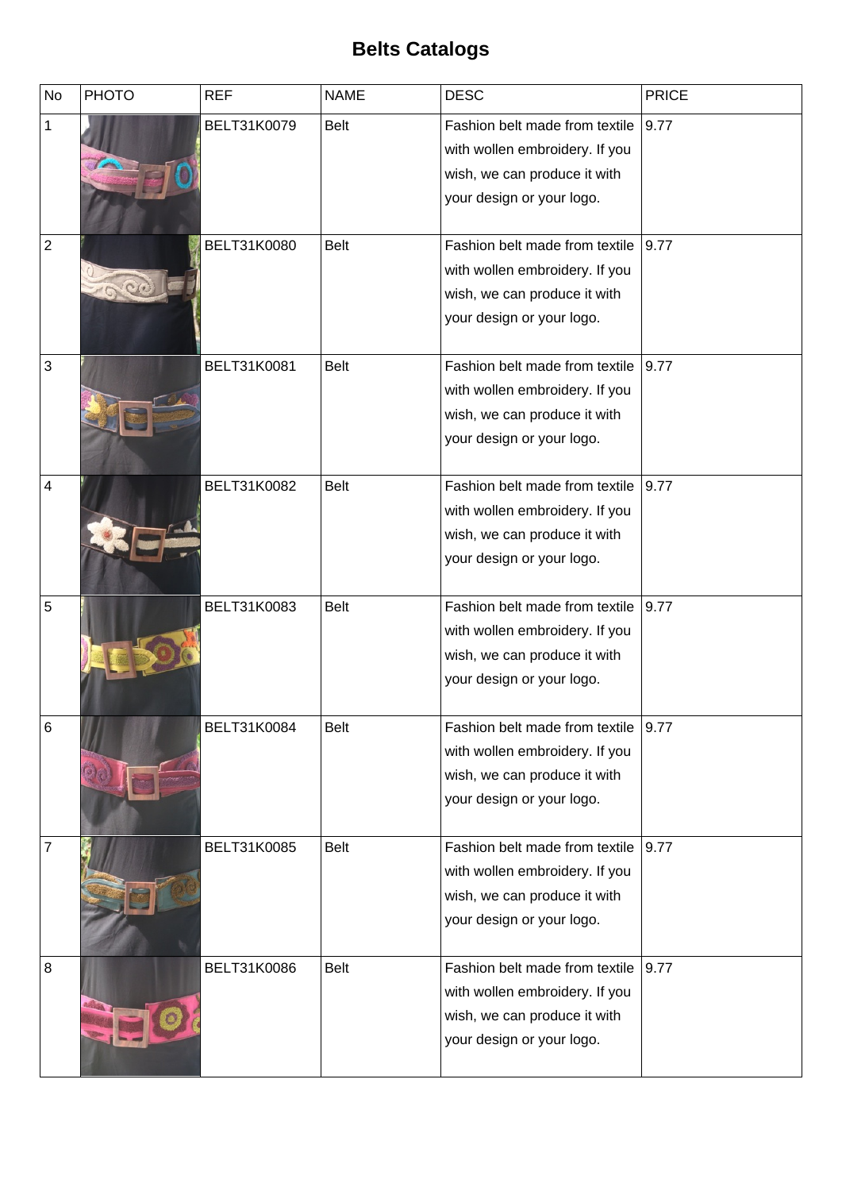# Belts Catalogs

| No | PHOTO | REF | NAME | DESC | PRICE |
|---|---|---|---|---|---|
| 1 | | BELT31K0079 | Belt | Fashion belt made from textile with wollen embroidery. If you wish, we can produce it with your design or your logo. | 9.77 |
| 2 | | BELT31K0080 | Belt | Fashion belt made from textile with wollen embroidery. If you wish, we can produce it with your design or your logo. | 9.77 |
| 3 | | BELT31K0081 | Belt | Fashion belt made from textile with wollen embroidery. If you wish, we can produce it with your design or your logo. | 9.77 |
| 4 | | BELT31K0082 | Belt | Fashion belt made from textile with wollen embroidery. If you wish, we can produce it with your design or your logo. | 9.77 |
| 5 | | BELT31K0083 | Belt | Fashion belt made from textile with wollen embroidery. If you wish, we can produce it with your design or your logo. | 9.77 |
| 6 | | BELT31K0084 | Belt | Fashion belt made from textile with wollen embroidery. If you wish, we can produce it with your design or your logo. | 9.77 |
| 7 | | BELT31K0085 | Belt | Fashion belt made from textile with wollen embroidery. If you wish, we can produce it with your design or your logo. | 9.77 |
| 8 | | BELT31K0086 | Belt | Fashion belt made from textile with wollen embroidery. If you wish, we can produce it with your design or your logo. | 9.77 |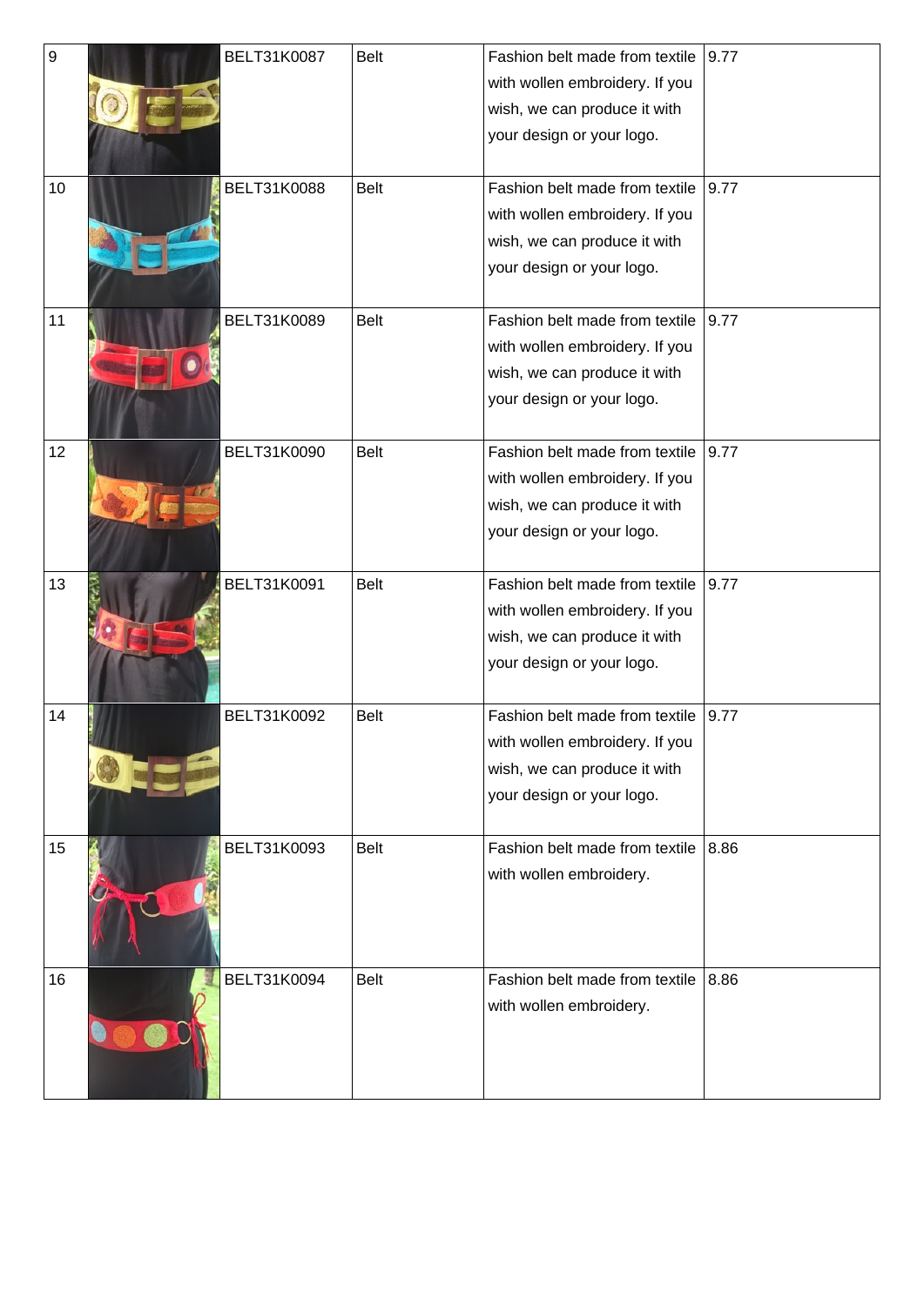| | | | | | |
|---|---|---|---|---|---|
| 9 | | BELT31K0087 | Belt | Fashion belt made from textile with wollen embroidery. If you wish, we can produce it with your design or your logo. | 9.77 |
| 10 | | BELT31K0088 | Belt | Fashion belt made from textile with wollen embroidery. If you wish, we can produce it with your design or your logo. | 9.77 |
| 11 | | BELT31K0089 | Belt | Fashion belt made from textile with wollen embroidery. If you wish, we can produce it with your design or your logo. | 9.77 |
| 12 | | BELT31K0090 | Belt | Fashion belt made from textile with wollen embroidery. If you wish, we can produce it with your design or your logo. | 9.77 |
| 13 | | BELT31K0091 | Belt | Fashion belt made from textile with wollen embroidery. If you wish, we can produce it with your design or your logo. | 9.77 |
| 14 | | BELT31K0092 | Belt | Fashion belt made from textile with wollen embroidery. If you wish, we can produce it with your design or your logo. | 9.77 |
| 15 | | BELT31K0093 | Belt | Fashion belt made from textile with wollen embroidery. | 8.86 |
| 16 | | BELT31K0094 | Belt | Fashion belt made from textile with wollen embroidery. | 8.86 |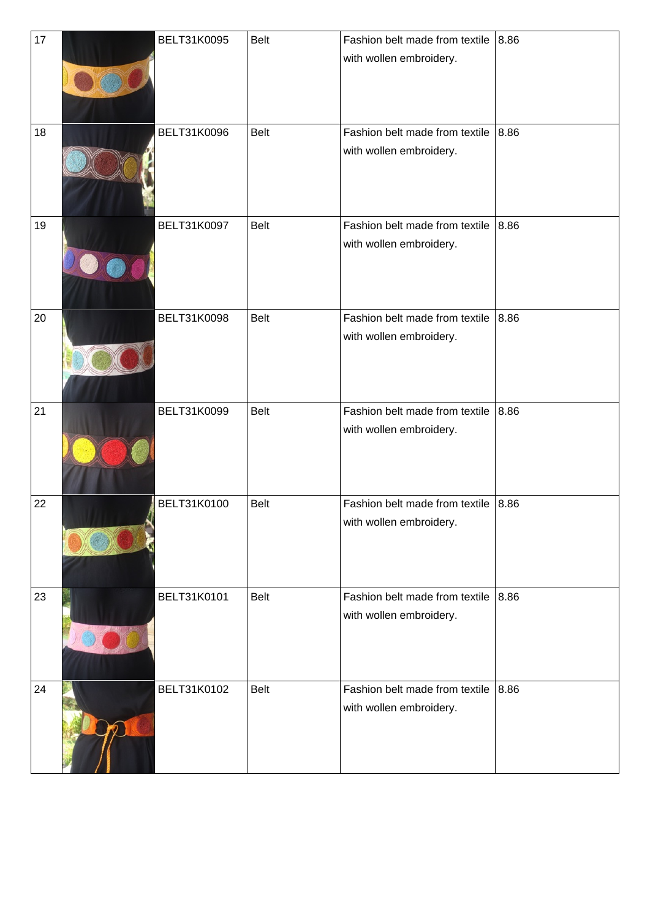| | | | | | |
|---|---|---|---|---|---|
| 17 | | BELT31K0095 | Belt | Fashion belt made from textile with wollen embroidery. | 8.86 |
| 18 | | BELT31K0096 | Belt | Fashion belt made from textile with wollen embroidery. | 8.86 |
| 19 | | BELT31K0097 | Belt | Fashion belt made from textile with wollen embroidery. | 8.86 |
| 20 | | BELT31K0098 | Belt | Fashion belt made from textile with wollen embroidery. | 8.86 |
| 21 | | BELT31K0099 | Belt | Fashion belt made from textile with wollen embroidery. | 8.86 |
| 22 | | BELT31K0100 | Belt | Fashion belt made from textile with wollen embroidery. | 8.86 |
| 23 | | BELT31K0101 | Belt | Fashion belt made from textile with wollen embroidery. | 8.86 |
| 24 | | BELT31K0102 | Belt | Fashion belt made from textile with wollen embroidery. | 8.86 |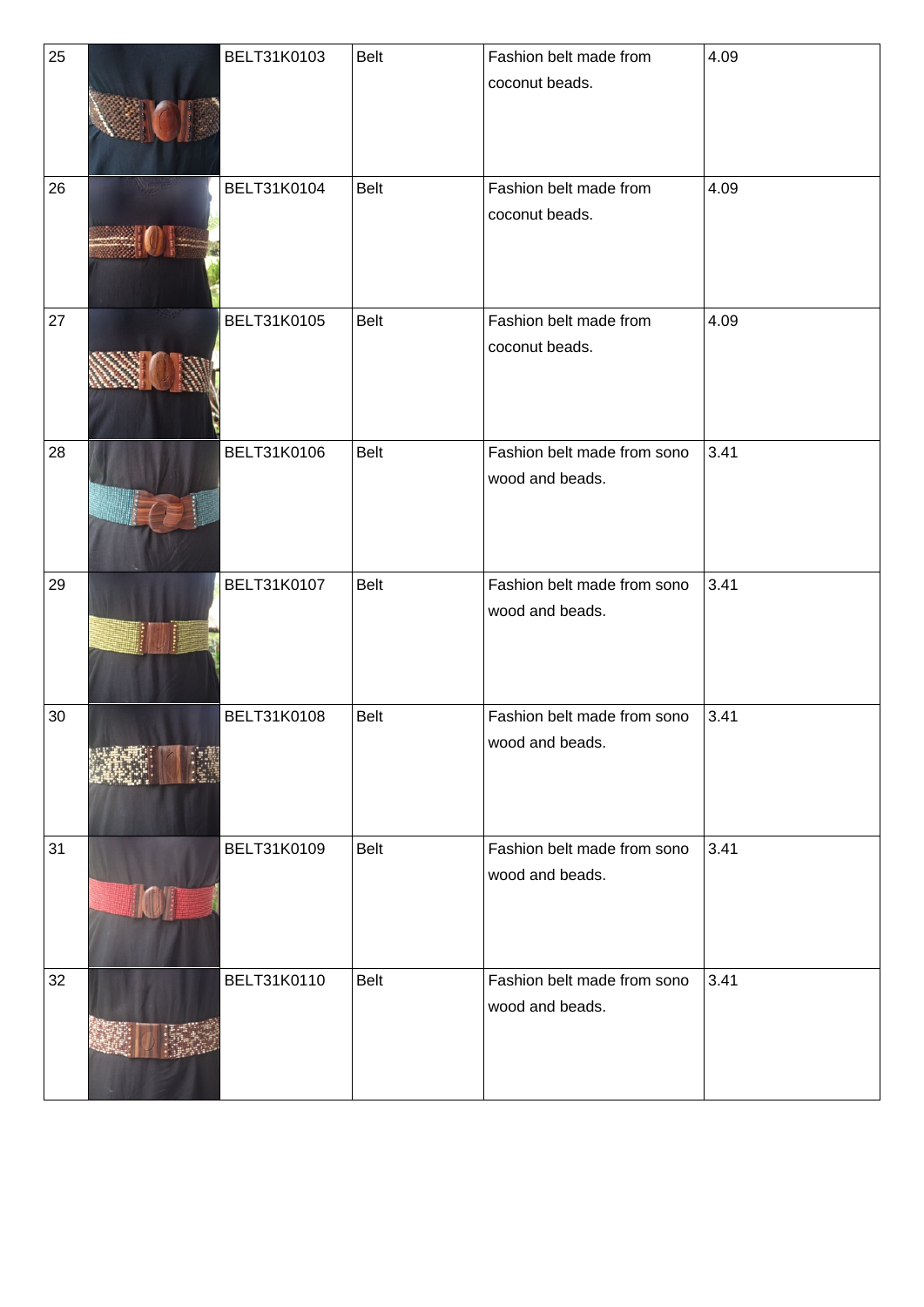| | | | | | |
|---|---|---|---|---|---|
| 25 | | BELT31K0103 | Belt | Fashion belt made from coconut beads. | 4.09 |
| 26 | | BELT31K0104 | Belt | Fashion belt made from coconut beads. | 4.09 |
| 27 | | BELT31K0105 | Belt | Fashion belt made from coconut beads. | 4.09 |
| 28 | | BELT31K0106 | Belt | Fashion belt made from sono wood and beads. | 3.41 |
| 29 | | BELT31K0107 | Belt | Fashion belt made from sono wood and beads. | 3.41 |
| 30 | | BELT31K0108 | Belt | Fashion belt made from sono wood and beads. | 3.41 |
| 31 | | BELT31K0109 | Belt | Fashion belt made from sono wood and beads. | 3.41 |
| 32 | | BELT31K0110 | Belt | Fashion belt made from sono wood and beads. | 3.41 |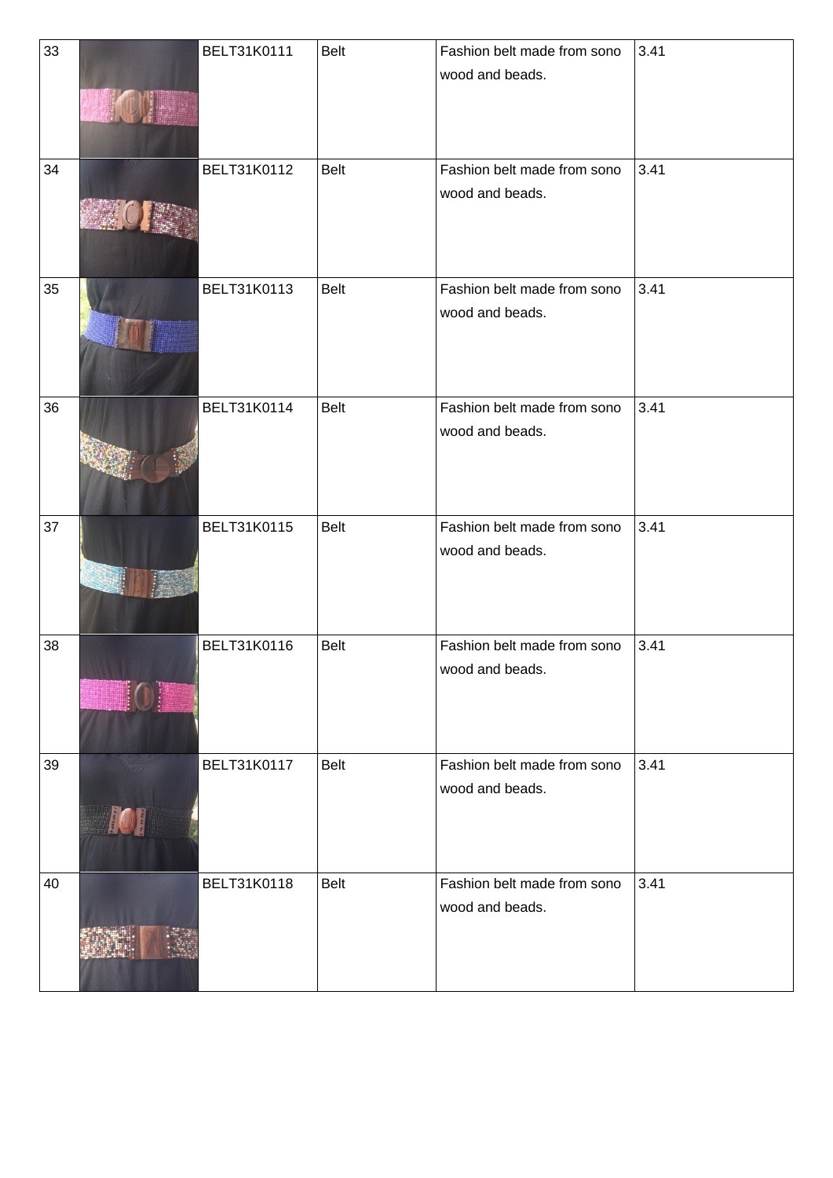| 33 | | BELT31K0111 | Belt | Fashion belt made from sono wood and beads. | 3.41 |
|---|---|---|---|---|---|
| 34 | | BELT31K0112 | Belt | Fashion belt made from sono wood and beads. | 3.41 |
| 35 | | BELT31K0113 | Belt | Fashion belt made from sono wood and beads. | 3.41 |
| 36 | | BELT31K0114 | Belt | Fashion belt made from sono wood and beads. | 3.41 |
| 37 | | BELT31K0115 | Belt | Fashion belt made from sono wood and beads. | 3.41 |
| 38 | | BELT31K0116 | Belt | Fashion belt made from sono wood and beads. | 3.41 |
| 39 | | BELT31K0117 | Belt | Fashion belt made from sono wood and beads. | 3.41 |
| 40 | | BELT31K0118 | Belt | Fashion belt made from sono wood and beads. | 3.41 |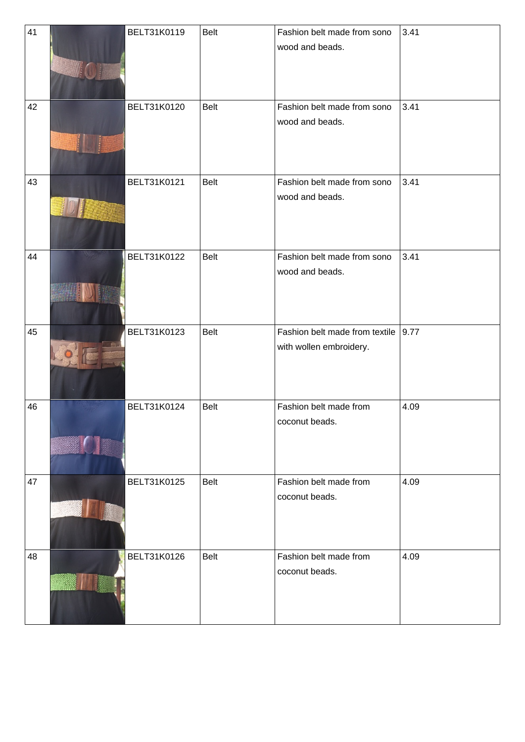| 41 | | BELT31K0119 | Belt | Fashion belt made from sono wood and beads. | 3.41 |
|---|---|---|---|---|---|
| 42 | | BELT31K0120 | Belt | Fashion belt made from sono wood and beads. | 3.41 |
| 43 | | BELT31K0121 | Belt | Fashion belt made from sono wood and beads. | 3.41 |
| 44 | | BELT31K0122 | Belt | Fashion belt made from sono wood and beads. | 3.41 |
| 45 | | BELT31K0123 | Belt | Fashion belt made from textile with wollen embroidery. | 9.77 |
| 46 | | BELT31K0124 | Belt | Fashion belt made from coconut beads. | 4.09 |
| 47 | | BELT31K0125 | Belt | Fashion belt made from coconut beads. | 4.09 |
| 48 | | BELT31K0126 | Belt | Fashion belt made from coconut beads. | 4.09 |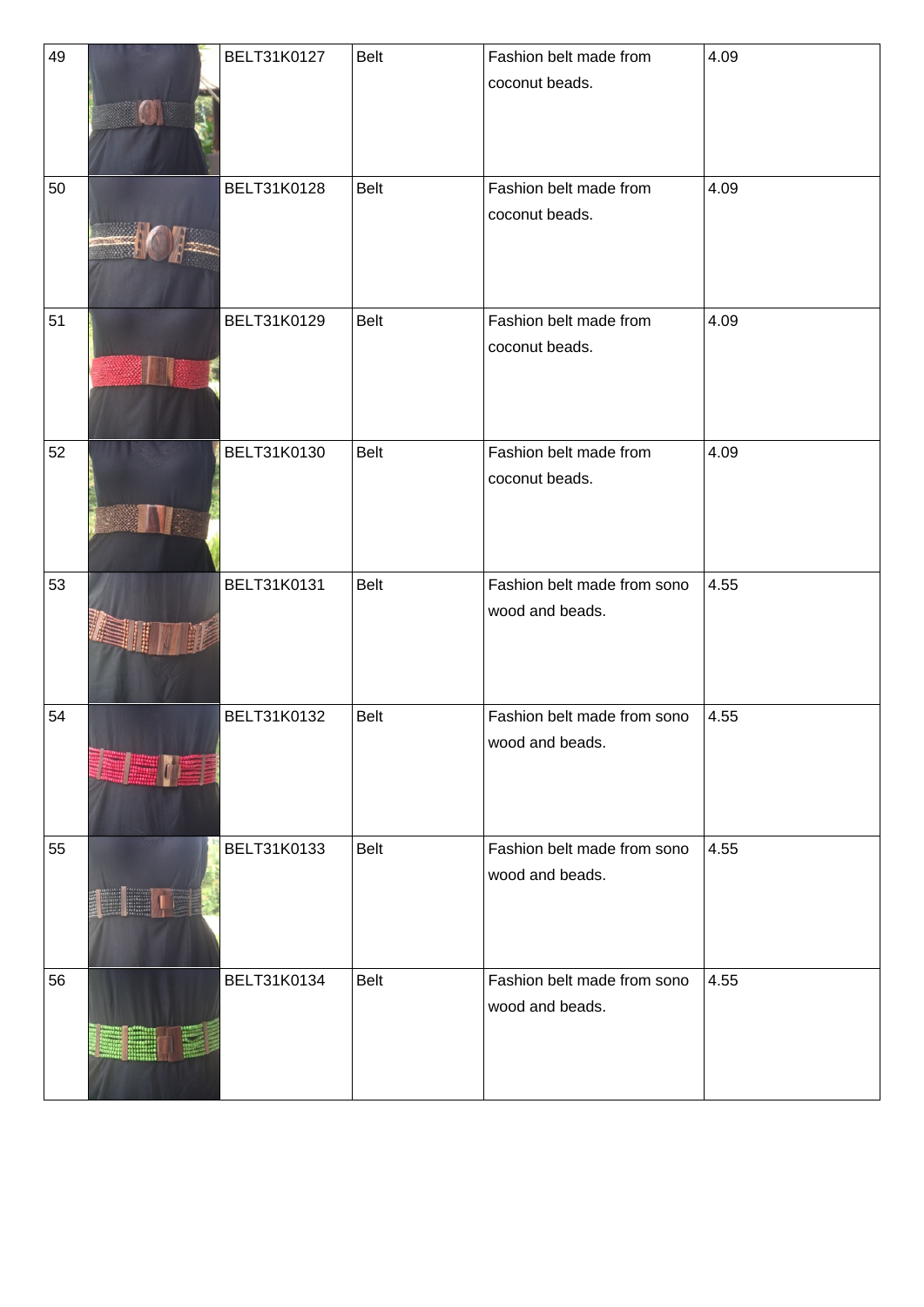| 49 | | BELT31K0127 | Belt | Fashion belt made from coconut beads. | 4.09 |
|---|---|---|---|---|---|
| 50 | | BELT31K0128 | Belt | Fashion belt made from coconut beads. | 4.09 |
| 51 | | BELT31K0129 | Belt | Fashion belt made from coconut beads. | 4.09 |
| 52 | | BELT31K0130 | Belt | Fashion belt made from coconut beads. | 4.09 |
| 53 | | BELT31K0131 | Belt | Fashion belt made from sono wood and beads. | 4.55 |
| 54 | | BELT31K0132 | Belt | Fashion belt made from sono wood and beads. | 4.55 |
| 55 | | BELT31K0133 | Belt | Fashion belt made from sono wood and beads. | 4.55 |
| 56 | | BELT31K0134 | Belt | Fashion belt made from sono wood and beads. | 4.55 |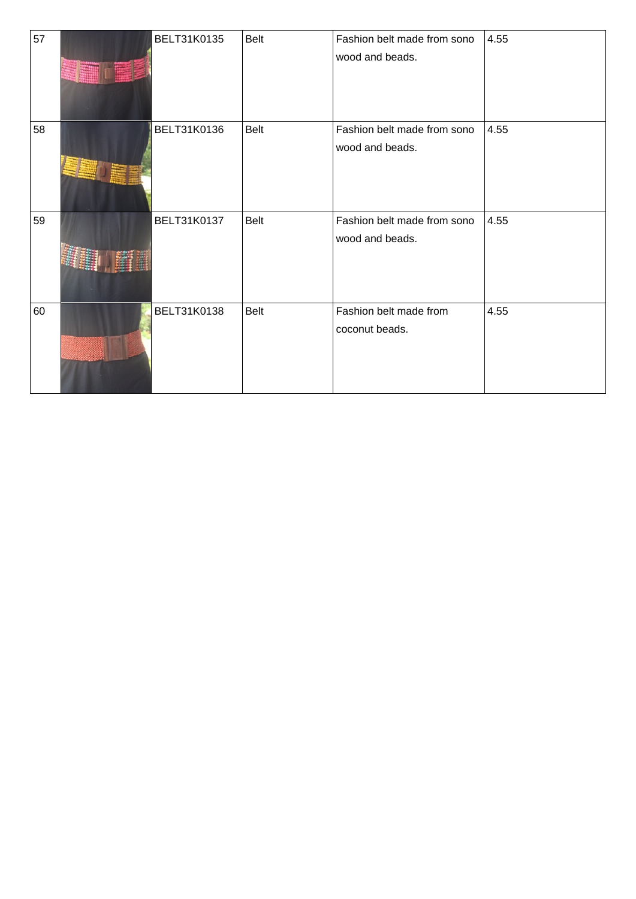| | | | | | |
|---|---|---|---|---|---|
| 57 | | BELT31K0135 | Belt | Fashion belt made from sono wood and beads. | 4.55 |
| 58 | | BELT31K0136 | Belt | Fashion belt made from sono wood and beads. | 4.55 |
| 59 | | BELT31K0137 | Belt | Fashion belt made from sono wood and beads. | 4.55 |
| 60 | | BELT31K0138 | Belt | Fashion belt made from coconut beads. | 4.55 |